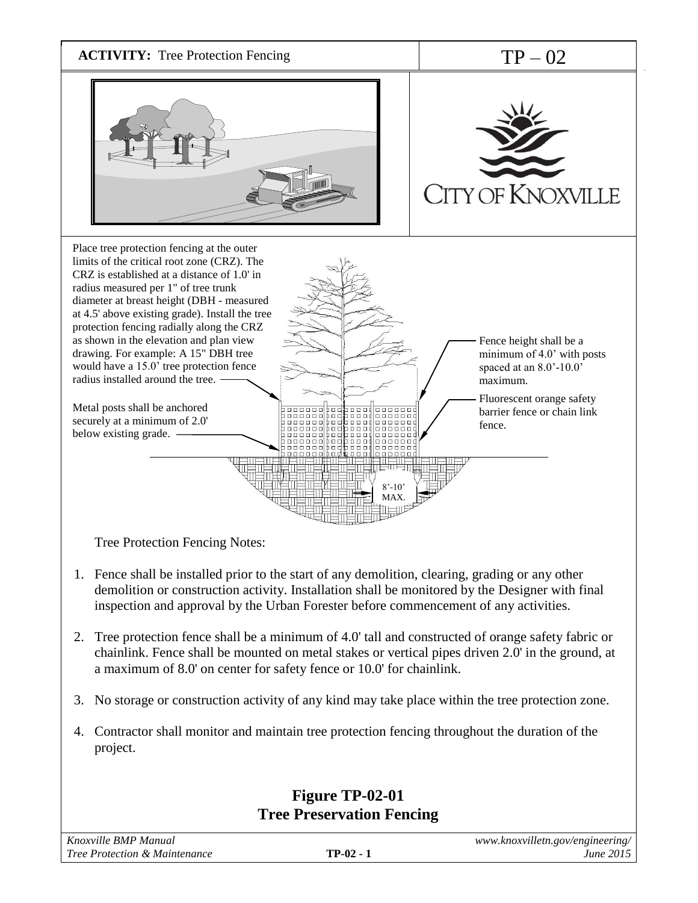**ACTIVITY:** Tree Protection Fencing

# TP – 02

Place tree protection fencing at the outer limits of the critical root zone (CRZ). The CRZ is established at a distance of 1.0' in radius measured per 1" of tree trunk diameter at breast height (DBH - measured at 4.5' above existing grade). Install the tree protection fencing radially along the CRZ as shown in the elevation and plan view drawing. For example: A 15" DBH tree would have a 15.0' tree protection fence radius installed around the tree.

Metal posts shall be anchored securely at a minimum of 2.0' below existing grade.

Fence height shall be a minimum of 4.0' with posts spaced at an 8.0'-10.0' maximum.

Fluorescent orange safety barrier fence or chain link fence.

8'-10' MAX.

Tree Protection Fencing Notes:

1. Fence shall be installed prior to the start of any demolition, clearing, grading or any other demolition or construction activity. Installation shall be monitored by the Designer with final inspection and approval by the Urban Forester before commencement of any activities.
2. Tree protection fence shall be a minimum of 4.0' tall and constructed of orange safety fabric or chainlink. Fence shall be mounted on metal stakes or vertical pipes driven 2.0' in the ground, at a maximum of 8.0' on center for safety fence or 10.0' for chainlink.
3. No storage or construction activity of any kind may take place within the tree protection zone.
4. Contractor shall monitor and maintain tree protection fencing throughout the duration of the project.

**Figure TP-02-01**
**Tree Preservation Fencing**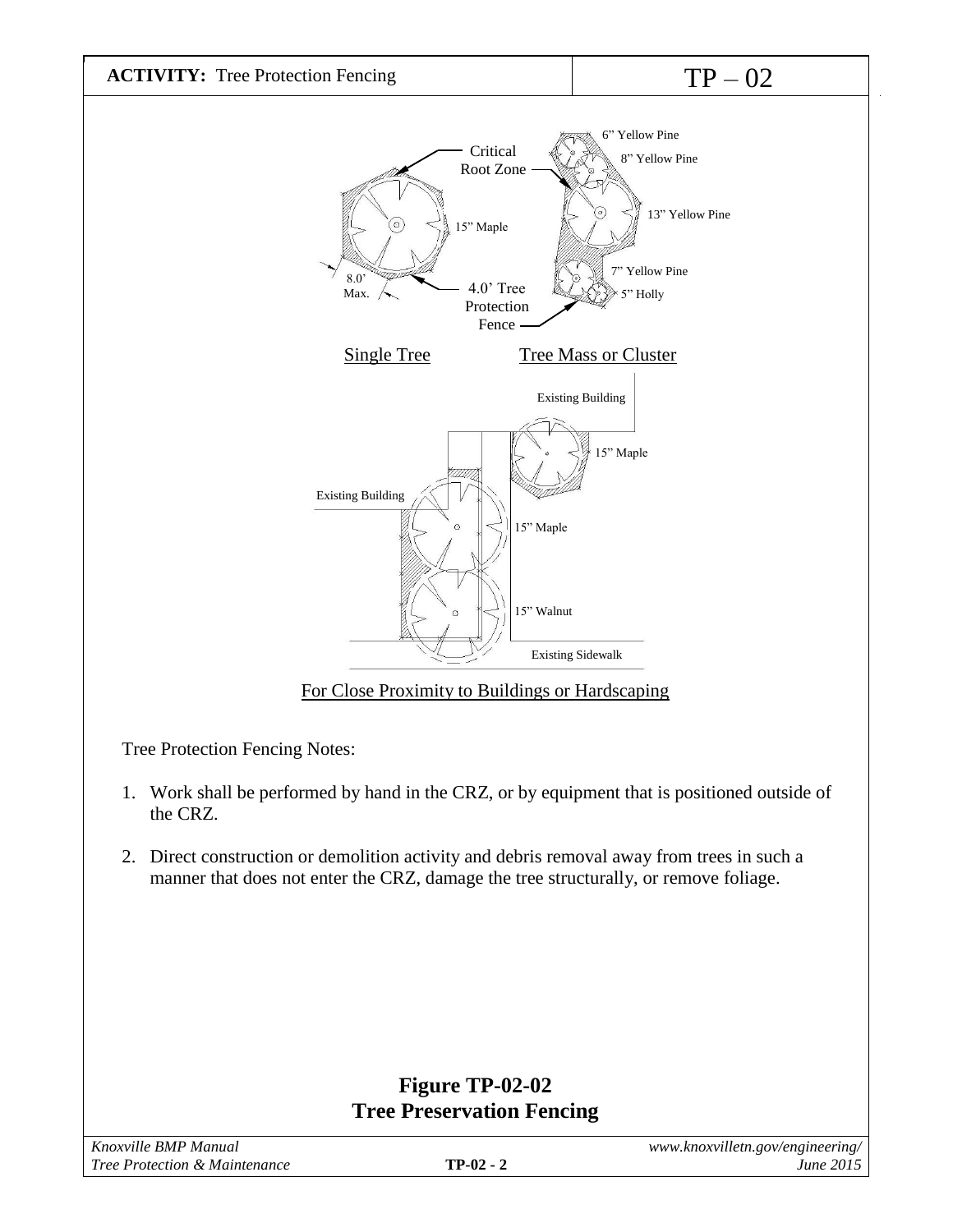**ACTIVITY:** Tree Protection Fencing | TP – 02

Critical Root Zone

15" Maple

8.0' Max.

4.0' Tree Protection Fence

6" Yellow Pine

8" Yellow Pine

13" Yellow Pine

7" Yellow Pine

5" Holly

Single Tree

Tree Mass or Cluster

Existing Building

15" Maple

Existing Building

15" Maple

15" Walnut

Existing Sidewalk

For Close Proximity to Buildings or Hardscaping

Tree Protection Fencing Notes:

1. Work shall be performed by hand in the CRZ, or by equipment that is positioned outside of the CRZ.

2. Direct construction or demolition activity and debris removal away from trees in such a manner that does not enter the CRZ, damage the tree structurally, or remove foliage.

**Figure TP-02-02**
**Tree Preservation Fencing**